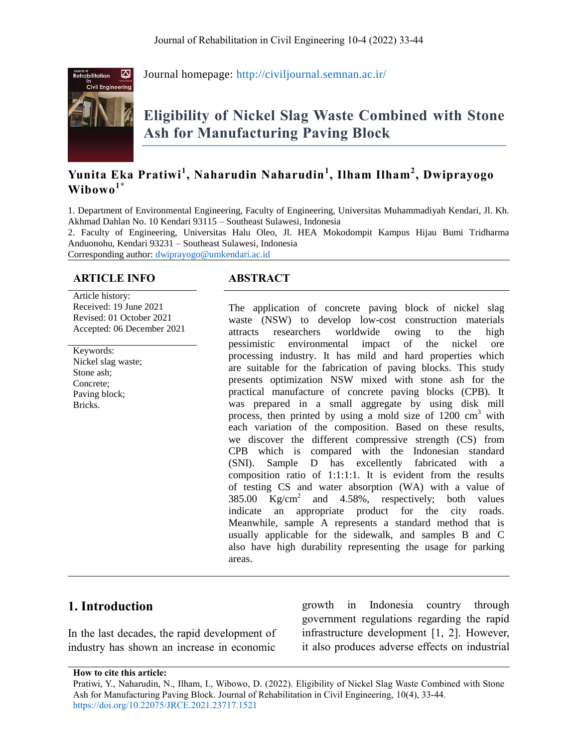Journal homepage: http://civiljournal.semnan.ac.ir/

# Eligibility of Nickel Slag Waste Combined with Stone Ash for Manufacturing Paving Block

**Yunita Eka Pratiwi[1], Naharudin Naharudin[1], Ilham Ilham[2], Dwiprayogo Wibowo[1*]**

1. Department of Environmental Engineering, Faculty of Engineering, Universitas Muhammadiyah Kendari, Jl. Kh. Akhmad Dahlan No. 10 Kendari 93115 – Southeast Sulawesi, Indonesia
2. Faculty of Engineering, Universitas Halu Oleo, Jl. HEA Mokodompit Kampus Hijau Bumi Tridharma Anduonohu, Kendari 93231 – Southeast Sulawesi, Indonesia

Corresponding author: dwiprayogo@umkendari.ac.id

## ARTICLE INFO

Article history:
Received: 19 June 2021
Revised: 01 October 2021
Accepted: 06 December 2021

Keywords:
Nickel slag waste;
Stone ash;
Concrete;
Paving block;
Bricks.

## ABSTRACT

The application of concrete paving block of nickel slag waste (NSW) to develop low-cost construction materials attracts researchers worldwide owing to the high pessimistic environmental impact of the nickel ore processing industry. It has mild and hard properties which are suitable for the fabrication of paving blocks. This study presents optimization NSW mixed with stone ash for the practical manufacture of concrete paving blocks (CPB). It was prepared in a small aggregate by using disk mill process, then printed by using a mold size of 1200 cm$^3$ with each variation of the composition. Based on these results, we discover the different compressive strength (CS) from CPB which is compared with the Indonesian standard (SNI). Sample D has excellently fabricated with a composition ratio of 1:1:1:1. It is evident from the results of testing CS and water absorption (WA) with a value of 385.00 Kg/cm$^2$ and 4.58%, respectively; both values indicate an appropriate product for the city roads. Meanwhile, sample A represents a standard method that is usually applicable for the sidewalk, and samples B and C also have high durability representing the usage for parking areas.

## 1. Introduction

In the last decades, the rapid development of industry has shown an increase in economic growth in Indonesia country through government regulations regarding the rapid infrastructure development [1, 2]. However, it also produces adverse effects on industrial

**How to cite this article:**
Pratiwi, Y., Naharudin, N., Ilham, I., Wibowo, D. (2022). Eligibility of Nickel Slag Waste Combined with Stone Ash for Manufacturing Paving Block. Journal of Rehabilitation in Civil Engineering, 10(4), 33-44. https://doi.org/10.22075/JRCE.2021.23717.1521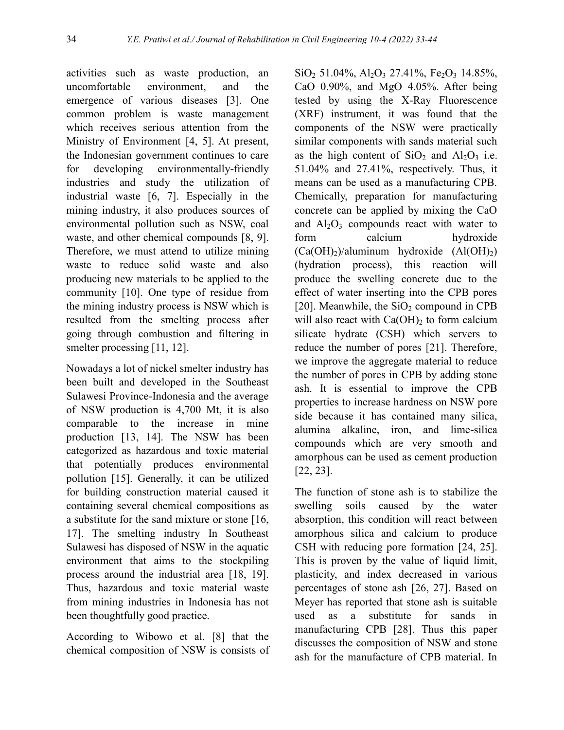activities such as waste production, an uncomfortable environment, and the emergence of various diseases [3]. One common problem is waste management which receives serious attention from the Ministry of Environment [4, 5]. At present, the Indonesian government continues to care for developing environmentally-friendly industries and study the utilization of industrial waste [6, 7]. Especially in the mining industry, it also produces sources of environmental pollution such as NSW, coal waste, and other chemical compounds [8, 9]. Therefore, we must attend to utilize mining waste to reduce solid waste and also producing new materials to be applied to the community [10]. One type of residue from the mining industry process is NSW which is resulted from the smelting process after going through combustion and filtering in smelter processing [11, 12].

Nowadays a lot of nickel smelter industry has been built and developed in the Southeast Sulawesi Province-Indonesia and the average of NSW production is 4,700 Mt, it is also comparable to the increase in mine production [13, 14]. The NSW has been categorized as hazardous and toxic material that potentially produces environmental pollution [15]. Generally, it can be utilized for building construction material caused it containing several chemical compositions as a substitute for the sand mixture or stone [16, 17]. The smelting industry In Southeast Sulawesi has disposed of NSW in the aquatic environment that aims to the stockpiling process around the industrial area [18, 19]. Thus, hazardous and toxic material waste from mining industries in Indonesia has not been thoughtfully good practice.

According to Wibowo et al. [8] that the chemical composition of NSW is consists of $SiO_2$ 51.04%, $Al_2O_3$ 27.41%, $Fe_2O_3$ 14.85%, CaO 0.90%, and MgO 4.05%. After being tested by using the X-Ray Fluorescence (XRF) instrument, it was found that the components of the NSW were practically similar components with sands material such as the high content of $SiO_2$ and $Al_2O_3$ i.e. 51.04% and 27.41%, respectively. Thus, it means can be used as a manufacturing CPB. Chemically, preparation for manufacturing concrete can be applied by mixing the CaO and $Al_2O_3$ compounds react with water to form calcium hydroxide ($Ca(OH)_2$)/aluminum hydroxide ($Al(OH)_2$) (hydration process), this reaction will produce the swelling concrete due to the effect of water inserting into the CPB pores [20]. Meanwhile, the $SiO_2$ compound in CPB will also react with $Ca(OH)_2$ to form calcium silicate hydrate (CSH) which servers to reduce the number of pores [21]. Therefore, we improve the aggregate material to reduce the number of pores in CPB by adding stone ash. It is essential to improve the CPB properties to increase hardness on NSW pore side because it has contained many silica, alumina alkaline, iron, and lime-silica compounds which are very smooth and amorphous can be used as cement production [22, 23].

The function of stone ash is to stabilize the swelling soils caused by the water absorption, this condition will react between amorphous silica and calcium to produce CSH with reducing pore formation [24, 25]. This is proven by the value of liquid limit, plasticity, and index decreased in various percentages of stone ash [26, 27]. Based on Meyer has reported that stone ash is suitable used as a substitute for sands in manufacturing CPB [28]. Thus this paper discusses the composition of NSW and stone ash for the manufacture of CPB material. In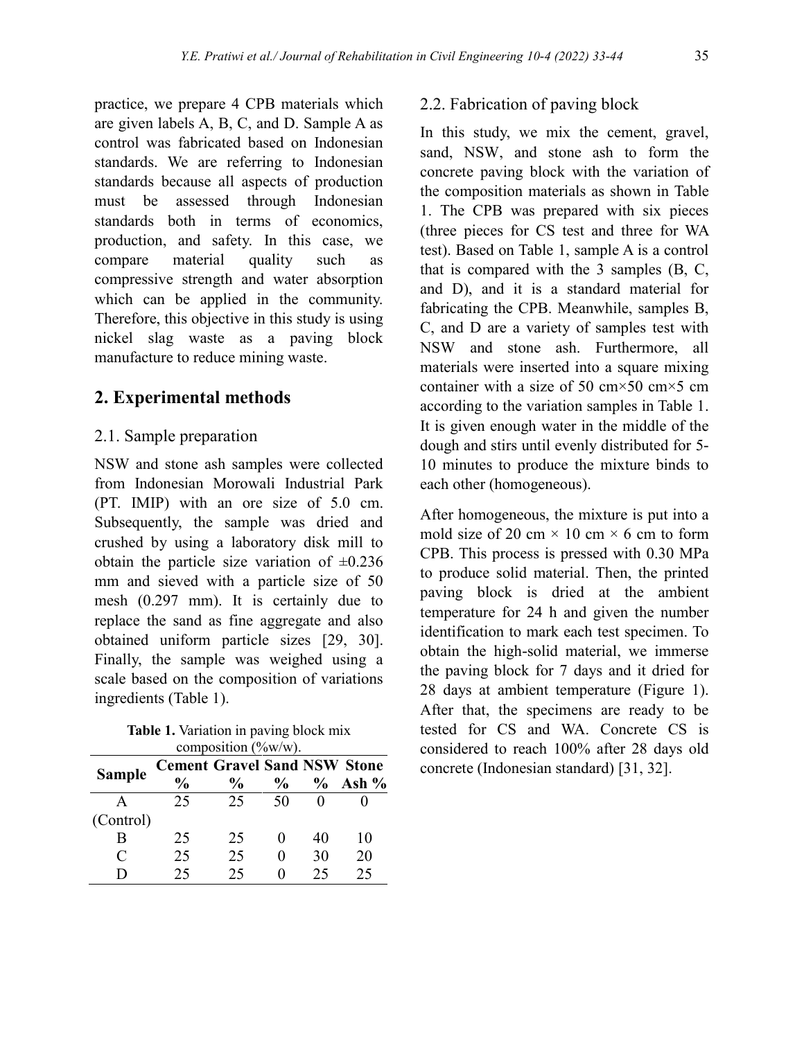practice, we prepare 4 CPB materials which are given labels A, B, C, and D. Sample A as control was fabricated based on Indonesian standards. We are referring to Indonesian standards because all aspects of production must be assessed through Indonesian standards both in terms of economics, production, and safety. In this case, we compare material quality such as compressive strength and water absorption which can be applied in the community. Therefore, this objective in this study is using nickel slag waste as a paving block manufacture to reduce mining waste.

## 2. Experimental methods

### 2.1. Sample preparation

NSW and stone ash samples were collected from Indonesian Morowali Industrial Park (PT. IMIP) with an ore size of 5.0 cm. Subsequently, the sample was dried and crushed by using a laboratory disk mill to obtain the particle size variation of ±0.236 mm and sieved with a particle size of 50 mesh (0.297 mm). It is certainly due to replace the sand as fine aggregate and also obtained uniform particle sizes [29, 30]. Finally, the sample was weighed using a scale based on the composition of variations ingredients (Table 1).

**Table 1.** Variation in paving block mix composition (%w/w).

| Sample | Cement % | Gravel % | Sand % | NSW % | Stone Ash % |
|---|---|---|---|---|---|
| A (Control) | 25 | 25 | 50 | 0 | 0 |
| B | 25 | 25 | 0 | 40 | 10 |
| C | 25 | 25 | 0 | 30 | 20 |
| D | 25 | 25 | 0 | 25 | 25 |

### 2.2. Fabrication of paving block

In this study, we mix the cement, gravel, sand, NSW, and stone ash to form the concrete paving block with the variation of the composition materials as shown in Table 1. The CPB was prepared with six pieces (three pieces for CS test and three for WA test). Based on Table 1, sample A is a control that is compared with the 3 samples (B, C, and D), and it is a standard material for fabricating the CPB. Meanwhile, samples B, C, and D are a variety of samples test with NSW and stone ash. Furthermore, all materials were inserted into a square mixing container with a size of 50 cm×50 cm×5 cm according to the variation samples in Table 1. It is given enough water in the middle of the dough and stirs until evenly distributed for 5-10 minutes to produce the mixture binds to each other (homogeneous).

After homogeneous, the mixture is put into a mold size of 20 cm × 10 cm × 6 cm to form CPB. This process is pressed with 0.30 MPa to produce solid material. Then, the printed paving block is dried at the ambient temperature for 24 h and given the number identification to mark each test specimen. To obtain the high-solid material, we immerse the paving block for 7 days and it dried for 28 days at ambient temperature (Figure 1). After that, the specimens are ready to be tested for CS and WA. Concrete CS is considered to reach 100% after 28 days old concrete (Indonesian standard) [31, 32].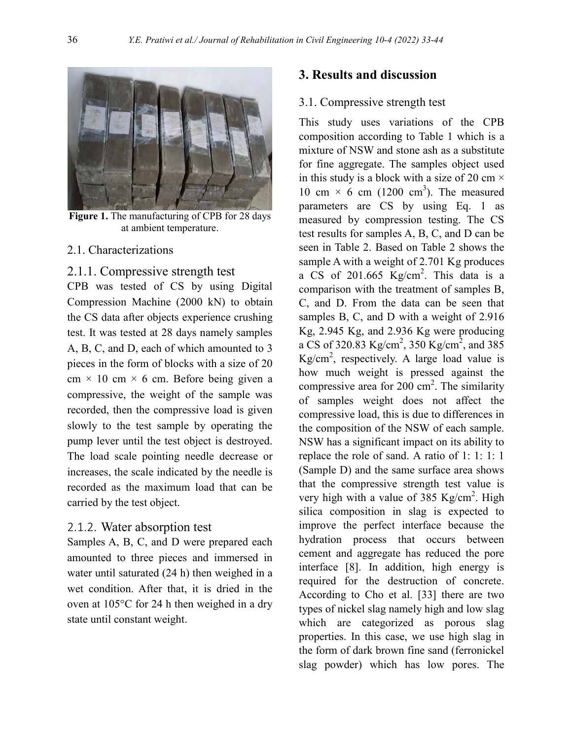**Figure 1.** The manufacturing of CPB for 28 days at ambient temperature.

### 2.1. Characterizations

#### 2.1.1. Compressive strength test

CPB was tested of CS by using Digital Compression Machine (2000 kN) to obtain the CS data after objects experience crushing test. It was tested at 28 days namely samples A, B, C, and D, each of which amounted to 3 pieces in the form of blocks with a size of 20 cm × 10 cm × 6 cm. Before being given a compressive, the weight of the sample was recorded, then the compressive load is given slowly to the test sample by operating the pump lever until the test object is destroyed. The load scale pointing needle decrease or increases, the scale indicated by the needle is recorded as the maximum load that can be carried by the test object.

#### 2.1.2. Water absorption test

Samples A, B, C, and D were prepared each amounted to three pieces and immersed in water until saturated (24 h) then weighed in a wet condition. After that, it is dried in the oven at 105°C for 24 h then weighed in a dry state until constant weight.

## 3. Results and discussion

### 3.1. Compressive strength test

This study uses variations of the CPB composition according to Table 1 which is a mixture of NSW and stone ash as a substitute for fine aggregate. The samples object used in this study is a block with a size of 20 cm × 10 cm × 6 cm (1200 cm$^3$). The measured parameters are CS by using Eq. 1 as measured by compression testing. The CS test results for samples A, B, C, and D can be seen in Table 2. Based on Table 2 shows the sample A with a weight of 2.701 Kg produces a CS of 201.665 Kg/cm$^2$. This data is a comparison with the treatment of samples B, C, and D. From the data can be seen that samples B, C, and D with a weight of 2.916 Kg, 2.945 Kg, and 2.936 Kg were producing a CS of 320.83 Kg/cm$^2$, 350 Kg/cm$^2$, and 385 Kg/cm$^2$, respectively. A large load value is how much weight is pressed against the compressive area for 200 cm$^2$. The similarity of samples weight does not affect the compressive load, this is due to differences in the composition of the NSW of each sample. NSW has a significant impact on its ability to replace the role of sand. A ratio of 1: 1: 1: 1 (Sample D) and the same surface area shows that the compressive strength test value is very high with a value of 385 Kg/cm$^2$. High silica composition in slag is expected to improve the perfect interface because the hydration process that occurs between cement and aggregate has reduced the pore interface [8]. In addition, high energy is required for the destruction of concrete. According to Cho et al. [33] there are two types of nickel slag namely high and low slag which are categorized as porous slag properties. In this case, we use high slag in the form of dark brown fine sand (ferronickel slag powder) which has low pores. The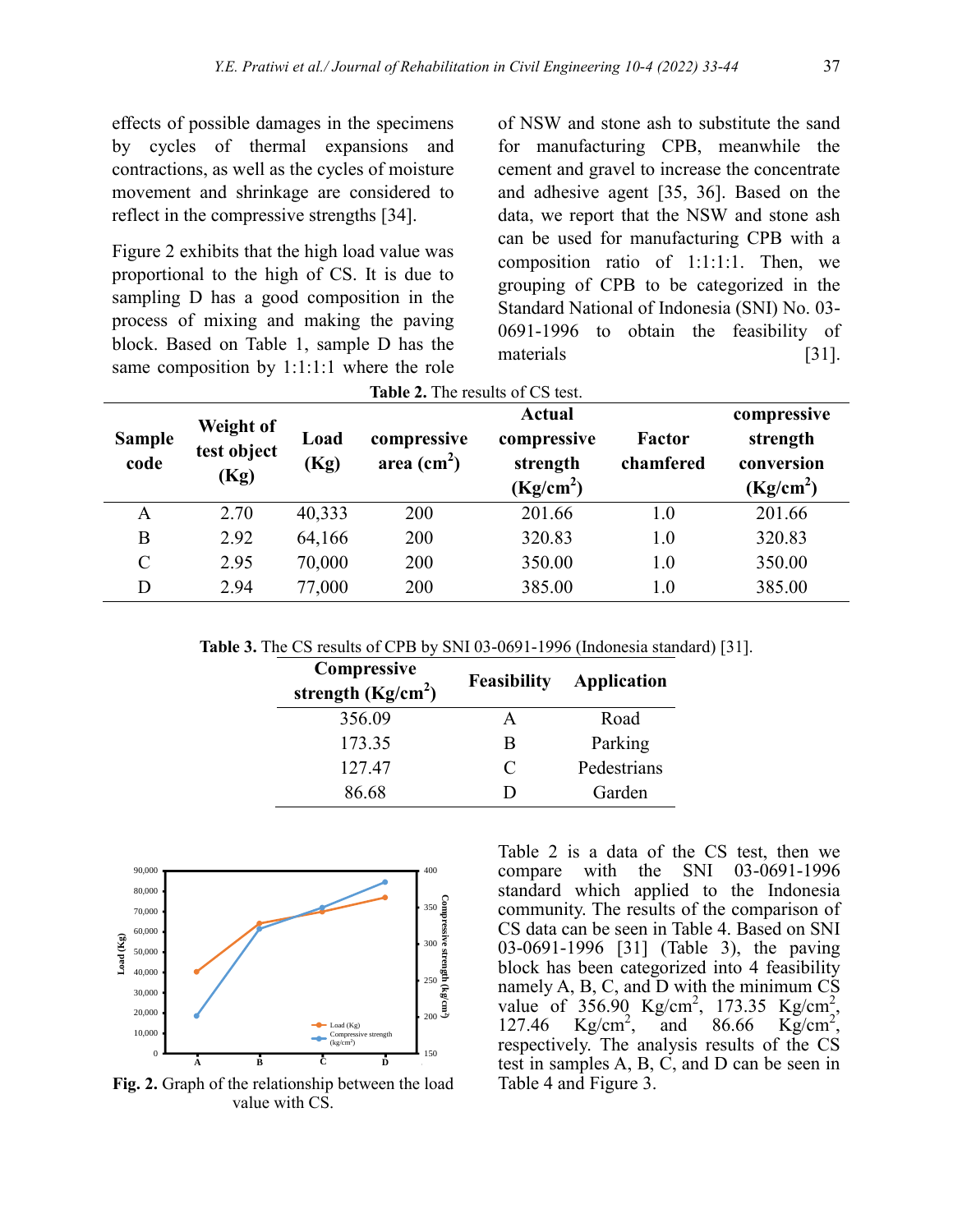effects of possible damages in the specimens by cycles of thermal expansions and contractions, as well as the cycles of moisture movement and shrinkage are considered to reflect in the compressive strengths [34].

Figure 2 exhibits that the high load value was proportional to the high of CS. It is due to sampling D has a good composition in the process of mixing and making the paving block. Based on Table 1, sample D has the same composition by 1:1:1:1 where the role of NSW and stone ash to substitute the sand for manufacturing CPB, meanwhile the cement and gravel to increase the concentrate and adhesive agent [35, 36]. Based on the data, we report that the NSW and stone ash can be used for manufacturing CPB with a composition ratio of 1:1:1:1. Then, we grouping of CPB to be categorized in the Standard National of Indonesia (SNI) No. 03-0691-1996 to obtain the feasibility of materials [31].

**Table 2.** The results of CS test.

| Sample code | Weight of test object (Kg) | Load (Kg) | compressive area (cm$^2$) | Actual compressive strength (Kg/cm$^2$) | Factor chamfered | compressive strength conversion (Kg/cm$^2$) |
|---|---|---|---|---|---|---|
| A | 2.70 | 40,333 | 200 | 201.66 | 1.0 | 201.66 |
| B | 2.92 | 64,166 | 200 | 320.83 | 1.0 | 320.83 |
| C | 2.95 | 70,000 | 200 | 350.00 | 1.0 | 350.00 |
| D | 2.94 | 77,000 | 200 | 385.00 | 1.0 | 385.00 |

**Table 3.** The CS results of CPB by SNI 03-0691-1996 (Indonesia standard) [31].

| Compressive strength (Kg/cm$^2$) | Feasibility | Application |
|---|---|---|
| 356.09 | A | Road |
| 173.35 | B | Parking |
| 127.47 | C | Pedestrians |
| 86.68 | D | Garden |

**Fig. 2.** Graph of the relationship between the load value with CS.

Table 2 is a data of the CS test, then we compare with the SNI 03-0691-1996 standard which applied to the Indonesia community. The results of the comparison of CS data can be seen in Table 4. Based on SNI 03-0691-1996 [31] (Table 3), the paving block has been categorized into 4 feasibility namely A, B, C, and D with the minimum CS value of 356.90 Kg/cm$^2$, 173.35 Kg/cm$^2$, 127.46 Kg/cm$^2$, and 86.66 Kg/cm$^2$, respectively. The analysis results of the CS test in samples A, B, C, and D can be seen in Table 4 and Figure 3.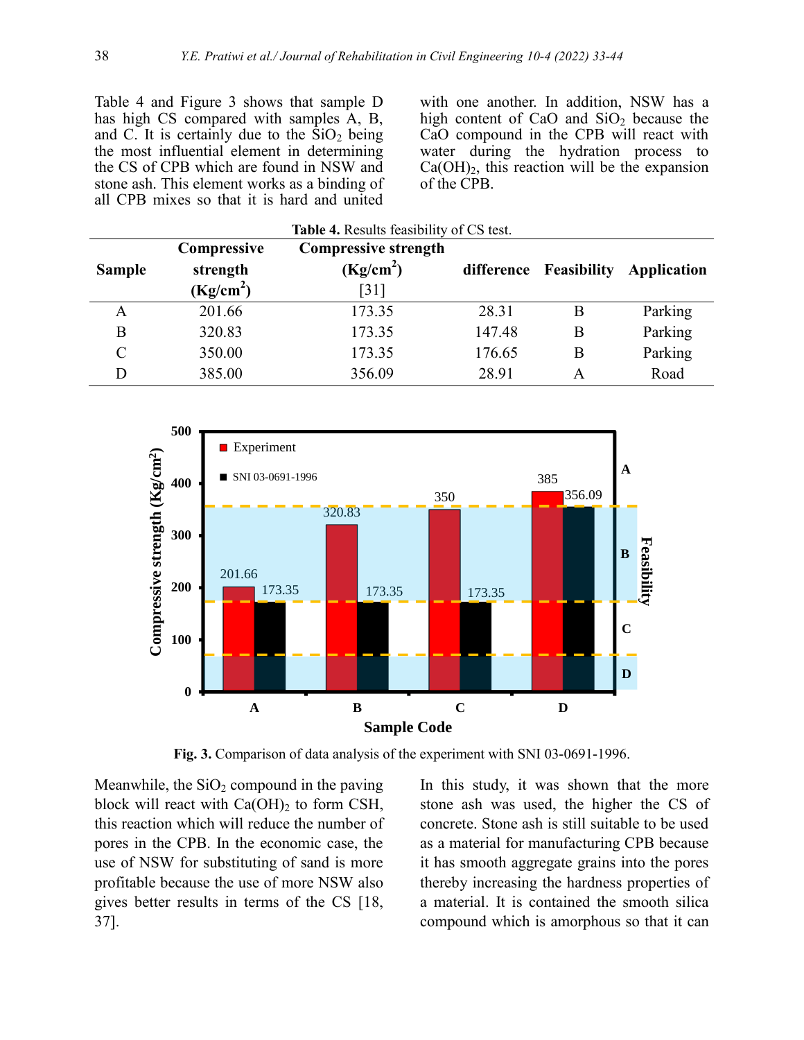Table 4 and Figure 3 shows that sample D has high CS compared with samples A, B, and C. It is certainly due to the $SiO_2$ being the most influential element in determining the CS of CPB which are found in NSW and stone ash. This element works as a binding of all CPB mixes so that it is hard and united with one another. In addition, NSW has a high content of CaO and $SiO_2$ because the CaO compound in the CPB will react with water during the hydration process to $Ca(OH)_2$, this reaction will be the expansion of the CPB.

**Table 4.** Results feasibility of CS test.

| Sample | Compressive strength ($Kg/cm^2$) | Compressive strength ($Kg/cm^2$) [31] | difference | Feasibility | Application |
|---|---|---|---|---|---|
| A | 201.66 | 173.35 | 28.31 | B | Parking |
| B | 320.83 | 173.35 | 147.48 | B | Parking |
| C | 350.00 | 173.35 | 176.65 | B | Parking |
| D | 385.00 | 356.09 | 28.91 | A | Road |

**Fig. 3.** Comparison of data analysis of the experiment with SNI 03-0691-1996.

Meanwhile, the $SiO_2$ compound in the paving block will react with $Ca(OH)_2$ to form CSH, this reaction which will reduce the number of pores in the CPB. In the economic case, the use of NSW for substituting of sand is more profitable because the use of more NSW also gives better results in terms of the CS [18, 37].

In this study, it was shown that the more stone ash was used, the higher the CS of concrete. Stone ash is still suitable to be used as a material for manufacturing CPB because it has smooth aggregate grains into the pores thereby increasing the hardness properties of a material. It is contained the smooth silica compound which is amorphous so that it can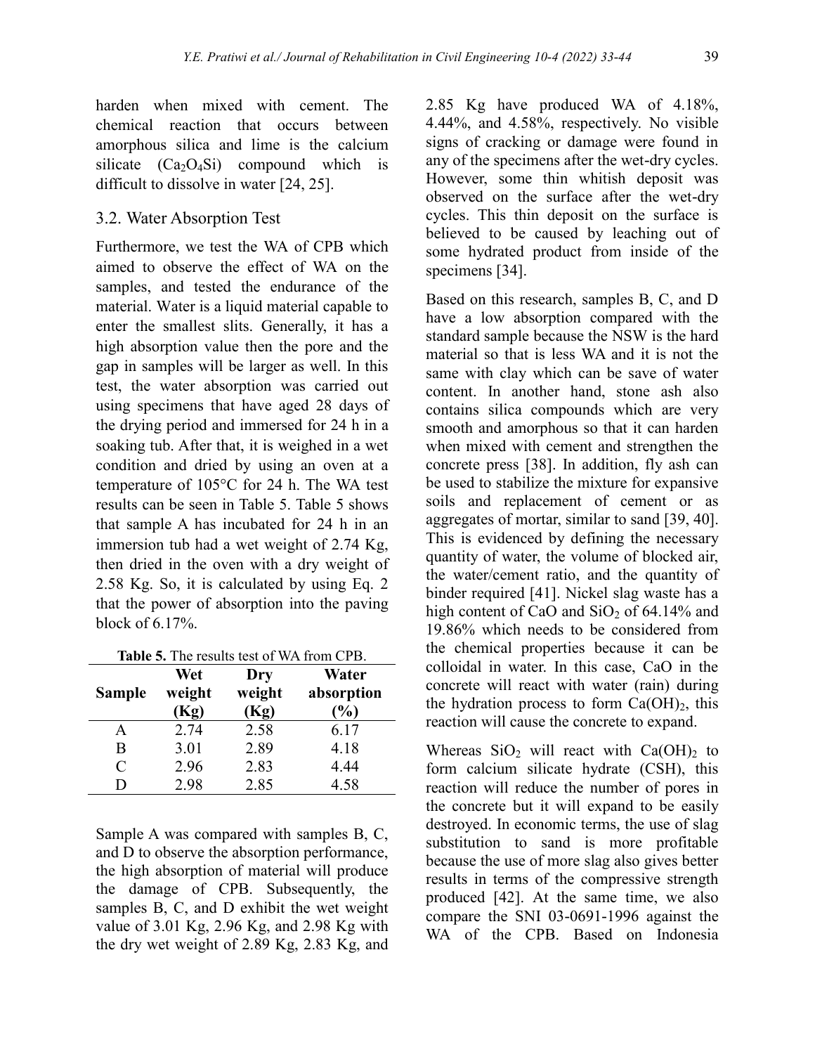harden when mixed with cement. The chemical reaction that occurs between amorphous silica and lime is the calcium silicate ($Ca_2O_4Si$) compound which is difficult to dissolve in water [24, 25].

### 3.2. Water Absorption Test

Furthermore, we test the WA of CPB which aimed to observe the effect of WA on the samples, and tested the endurance of the material. Water is a liquid material capable to enter the smallest slits. Generally, it has a high absorption value then the pore and the gap in samples will be larger as well. In this test, the water absorption was carried out using specimens that have aged 28 days of the drying period and immersed for 24 h in a soaking tub. After that, it is weighed in a wet condition and dried by using an oven at a temperature of 105°C for 24 h. The WA test results can be seen in Table 5. Table 5 shows that sample A has incubated for 24 h in an immersion tub had a wet weight of 2.74 Kg, then dried in the oven with a dry weight of 2.58 Kg. So, it is calculated by using Eq. 2 that the power of absorption into the paving block of 6.17%.

**Table 5.** The results test of WA from CPB.

| Sample | Wet weight (Kg) | Dry weight (Kg) | Water absorption (%) |
|---|---|---|---|
| A | 2.74 | 2.58 | 6.17 |
| B | 3.01 | 2.89 | 4.18 |
| C | 2.96 | 2.83 | 4.44 |
| D | 2.98 | 2.85 | 4.58 |

Sample A was compared with samples B, C, and D to observe the absorption performance, the high absorption of material will produce the damage of CPB. Subsequently, the samples B, C, and D exhibit the wet weight value of 3.01 Kg, 2.96 Kg, and 2.98 Kg with the dry wet weight of 2.89 Kg, 2.83 Kg, and 2.85 Kg have produced WA of 4.18%, 4.44%, and 4.58%, respectively. No visible signs of cracking or damage were found in any of the specimens after the wet-dry cycles. However, some thin whitish deposit was observed on the surface after the wet-dry cycles. This thin deposit on the surface is believed to be caused by leaching out of some hydrated product from inside of the specimens [34].

Based on this research, samples B, C, and D have a low absorption compared with the standard sample because the NSW is the hard material so that is less WA and it is not the same with clay which can be save of water content. In another hand, stone ash also contains silica compounds which are very smooth and amorphous so that it can harden when mixed with cement and strengthen the concrete press [38]. In addition, fly ash can be used to stabilize the mixture for expansive soils and replacement of cement or as aggregates of mortar, similar to sand [39, 40]. This is evidenced by defining the necessary quantity of water, the volume of blocked air, the water/cement ratio, and the quantity of binder required [41]. Nickel slag waste has a high content of CaO and $SiO_2$ of 64.14% and 19.86% which needs to be considered from the chemical properties because it can be colloidal in water. In this case, CaO in the concrete will react with water (rain) during the hydration process to form $Ca(OH)_2$, this reaction will cause the concrete to expand.

Whereas $SiO_2$ will react with $Ca(OH)_2$ to form calcium silicate hydrate (CSH), this reaction will reduce the number of pores in the concrete but it will expand to be easily destroyed. In economic terms, the use of slag substitution to sand is more profitable because the use of more slag also gives better results in terms of the compressive strength produced [42]. At the same time, we also compare the SNI 03-0691-1996 against the WA of the CPB. Based on Indonesia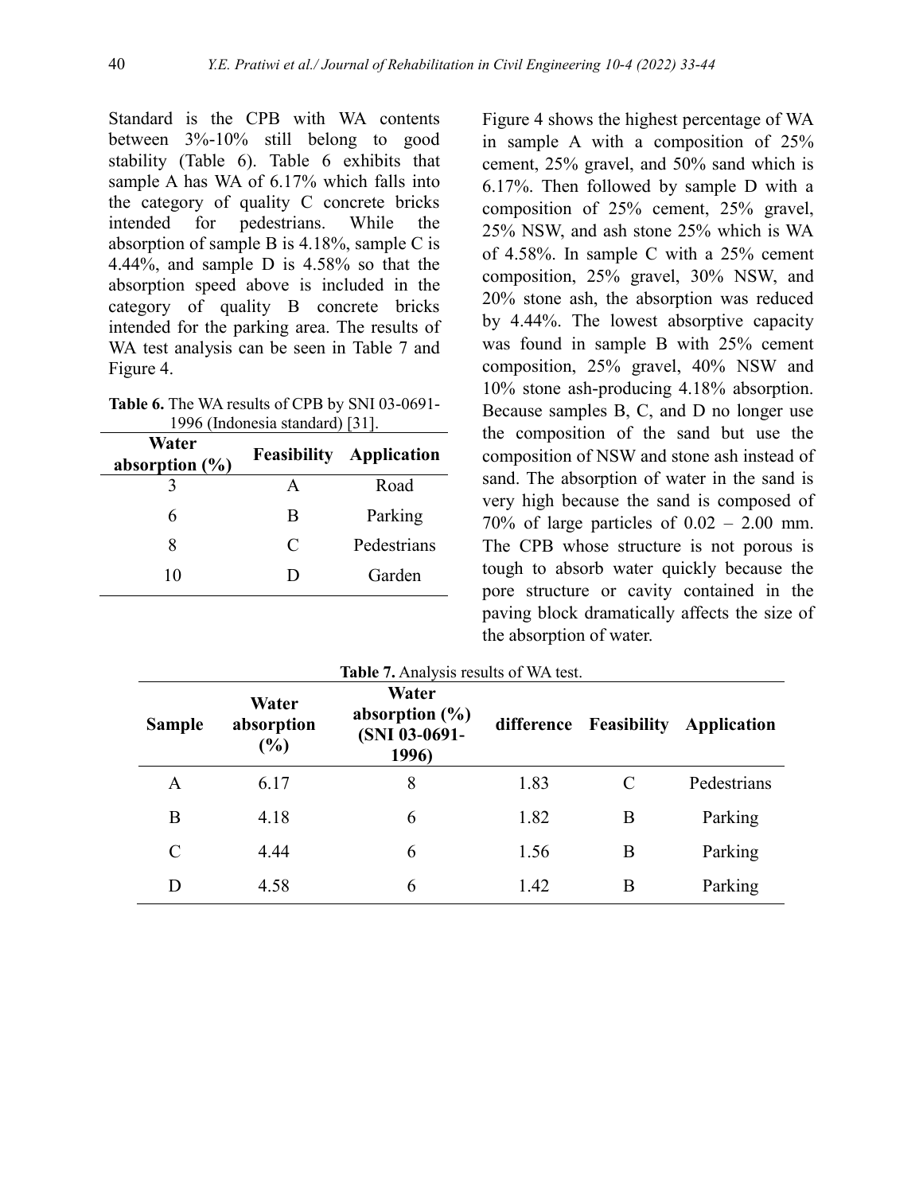Standard is the CPB with WA contents between 3%-10% still belong to good stability (Table 6). Table 6 exhibits that sample A has WA of 6.17% which falls into the category of quality C concrete bricks intended for pedestrians. While the absorption of sample B is 4.18%, sample C is 4.44%, and sample D is 4.58% so that the absorption speed above is included in the category of quality B concrete bricks intended for the parking area. The results of WA test analysis can be seen in Table 7 and Figure 4.

**Table 6.** The WA results of CPB by SNI 03-0691-1996 (Indonesia standard) [31].

| Water absorption (%) | Feasibility | Application |
|---|---|---|
| 3 | A | Road |
| 6 | B | Parking |
| 8 | C | Pedestrians |
| 10 | D | Garden |

Figure 4 shows the highest percentage of WA in sample A with a composition of 25% cement, 25% gravel, and 50% sand which is 6.17%. Then followed by sample D with a composition of 25% cement, 25% gravel, 25% NSW, and ash stone 25% which is WA of 4.58%. In sample C with a 25% cement composition, 25% gravel, 30% NSW, and 20% stone ash, the absorption was reduced by 4.44%. The lowest absorptive capacity was found in sample B with 25% cement composition, 25% gravel, 40% NSW and 10% stone ash-producing 4.18% absorption. Because samples B, C, and D no longer use the composition of the sand but use the composition of NSW and stone ash instead of sand. The absorption of water in the sand is very high because the sand is composed of 70% of large particles of 0.02 – 2.00 mm. The CPB whose structure is not porous is tough to absorb water quickly because the pore structure or cavity contained in the paving block dramatically affects the size of the absorption of water.

**Table 7.** Analysis results of WA test.

| Sample | Water absorption (%) | Water absorption (%) (SNI 03-0691-1996) | difference | Feasibility | Application |
|---|---|---|---|---|---|
| A | 6.17 | 8 | 1.83 | C | Pedestrians |
| B | 4.18 | 6 | 1.82 | B | Parking |
| C | 4.44 | 6 | 1.56 | B | Parking |
| D | 4.58 | 6 | 1.42 | B | Parking |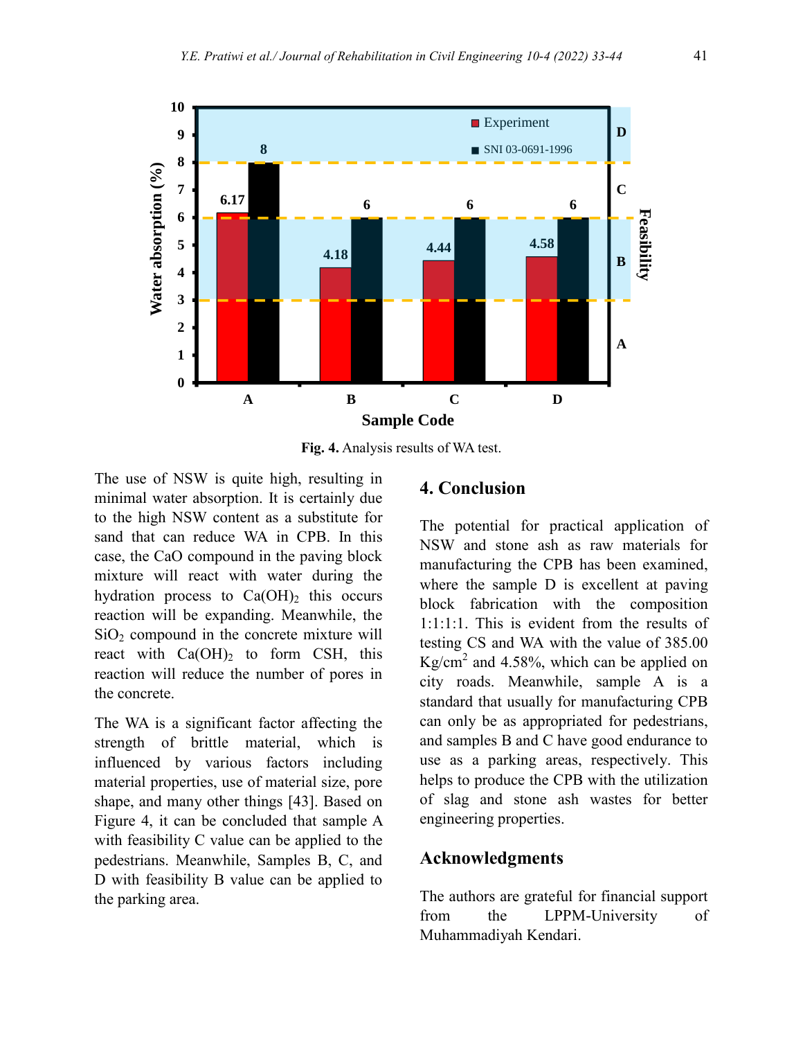Fig. 4. Analysis results of WA test.

The use of NSW is quite high, resulting in minimal water absorption. It is certainly due to the high NSW content as a substitute for sand that can reduce WA in CPB. In this case, the CaO compound in the paving block mixture will react with water during the hydration process to $Ca(OH)_2$ this occurs reaction will be expanding. Meanwhile, the $SiO_2$ compound in the concrete mixture will react with $Ca(OH)_2$ to form CSH, this reaction will reduce the number of pores in the concrete.

The WA is a significant factor affecting the strength of brittle material, which is influenced by various factors including material properties, use of material size, pore shape, and many other things [43]. Based on Figure 4, it can be concluded that sample A with feasibility C value can be applied to the pedestrians. Meanwhile, Samples B, C, and D with feasibility B value can be applied to the parking area.

## 4. Conclusion

The potential for practical application of NSW and stone ash as raw materials for manufacturing the CPB has been examined, where the sample D is excellent at paving block fabrication with the composition 1:1:1:1. This is evident from the results of testing CS and WA with the value of 385.00 Kg/cm$^2$ and 4.58%, which can be applied on city roads. Meanwhile, sample A is a standard that usually for manufacturing CPB can only be as appropriated for pedestrians, and samples B and C have good endurance to use as a parking areas, respectively. This helps to produce the CPB with the utilization of slag and stone ash wastes for better engineering properties.

## Acknowledgments

The authors are grateful for financial support from the LPPM-University of Muhammadiyah Kendari.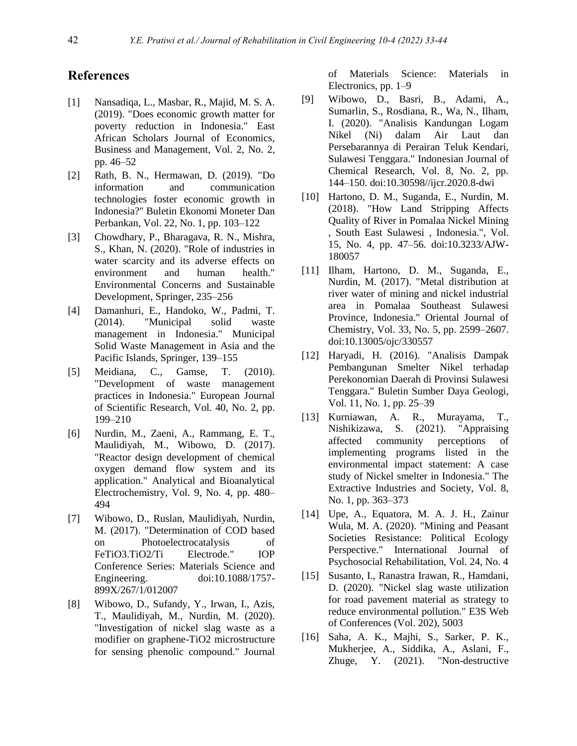## References

[1] Nansadiqa, L., Masbar, R., Majid, M. S. A. (2019). "Does economic growth matter for poverty reduction in Indonesia." East African Scholars Journal of Economics, Business and Management, Vol. 2, No. 2, pp. 46–52

[2] Rath, B. N., Hermawan, D. (2019). "Do information and communication technologies foster economic growth in Indonesia?" Buletin Ekonomi Moneter Dan Perbankan, Vol. 22, No. 1, pp. 103–122

[3] Chowdhary, P., Bharagava, R. N., Mishra, S., Khan, N. (2020). "Role of industries in water scarcity and its adverse effects on environment and human health." Environmental Concerns and Sustainable Development, Springer, 235–256

[4] Damanhuri, E., Handoko, W., Padmi, T. (2014). "Municipal solid waste management in Indonesia." Municipal Solid Waste Management in Asia and the Pacific Islands, Springer, 139–155

[5] Meidiana, C., Gamse, T. (2010). "Development of waste management practices in Indonesia." European Journal of Scientific Research, Vol. 40, No. 2, pp. 199–210

[6] Nurdin, M., Zaeni, A., Rammang, E. T., Maulidiyah, M., Wibowo, D. (2017). "Reactor design development of chemical oxygen demand flow system and its application." Analytical and Bioanalytical Electrochemistry, Vol. 9, No. 4, pp. 480–494

[7] Wibowo, D., Ruslan, Maulidiyah, Nurdin, M. (2017). "Determination of COD based on Photoelectrocatalysis of FeTiO3.TiO2/Ti Electrode." IOP Conference Series: Materials Science and Engineering. doi:10.1088/1757-899X/267/1/012007

[8] Wibowo, D., Sufandy, Y., Irwan, I., Azis, T., Maulidiyah, M., Nurdin, M. (2020). "Investigation of nickel slag waste as a modifier on graphene-TiO2 microstructure for sensing phenolic compound." Journal of Materials Science: Materials in Electronics, pp. 1–9

[9] Wibowo, D., Basri, B., Adami, A., Sumarlin, S., Rosdiana, R., Wa, N., Ilham, I. (2020). "Analisis Kandungan Logam Nikel (Ni) dalam Air Laut dan Persebarannya di Perairan Teluk Kendari, Sulawesi Tenggara." Indonesian Journal of Chemical Research, Vol. 8, No. 2, pp. 144–150. doi:10.30598//ijcr.2020.8-dwi

[10] Hartono, D. M., Suganda, E., Nurdin, M. (2018). "How Land Stripping Affects Quality of River in Pomalaa Nickel Mining , South East Sulawesi , Indonesia.", Vol. 15, No. 4, pp. 47–56. doi:10.3233/AJW-180057

[11] Ilham, Hartono, D. M., Suganda, E., Nurdin, M. (2017). "Metal distribution at river water of mining and nickel industrial area in Pomalaa Southeast Sulawesi Province, Indonesia." Oriental Journal of Chemistry, Vol. 33, No. 5, pp. 2599–2607. doi:10.13005/ojc/330557

[12] Haryadi, H. (2016). "Analisis Dampak Pembangunan Smelter Nikel terhadap Perekonomian Daerah di Provinsi Sulawesi Tenggara." Buletin Sumber Daya Geologi, Vol. 11, No. 1, pp. 25–39

[13] Kurniawan, A. R., Murayama, T., Nishikizawa, S. (2021). "Appraising affected community perceptions of implementing programs listed in the environmental impact statement: A case study of Nickel smelter in Indonesia." The Extractive Industries and Society, Vol. 8, No. 1, pp. 363–373

[14] Upe, A., Equatora, M. A. J. H., Zainur Wula, M. A. (2020). "Mining and Peasant Societies Resistance: Political Ecology Perspective." International Journal of Psychosocial Rehabilitation, Vol. 24, No. 4

[15] Susanto, I., Ranastra Irawan, R., Hamdani, D. (2020). "Nickel slag waste utilization for road pavement material as strategy to reduce environmental pollution." E3S Web of Conferences (Vol. 202), 5003

[16] Saha, A. K., Majhi, S., Sarker, P. K., Mukherjee, A., Siddika, A., Aslani, F., Zhuge, Y. (2021). "Non-destructive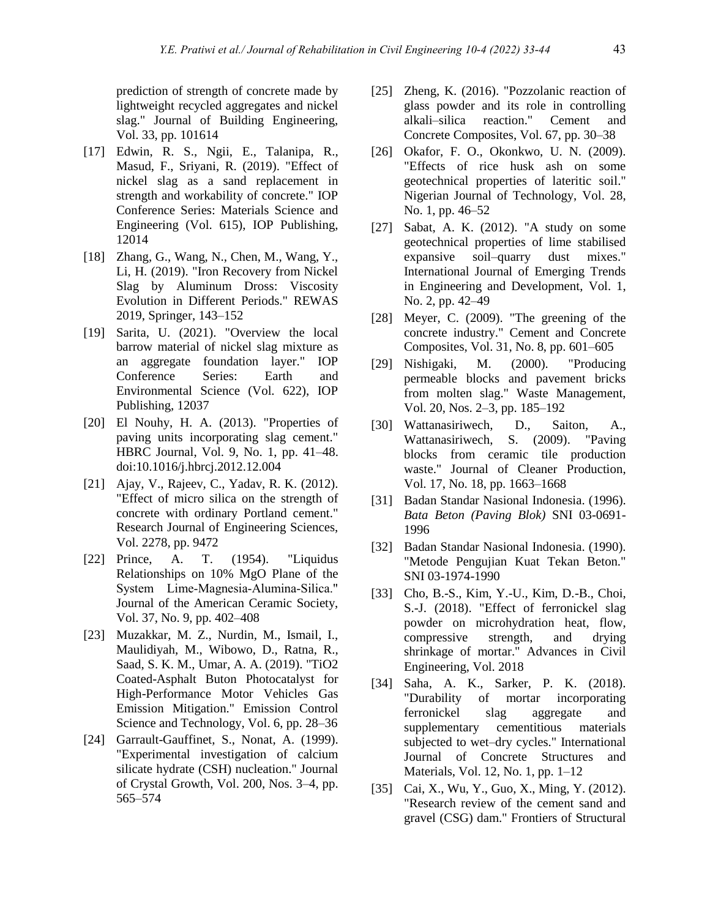prediction of strength of concrete made by lightweight recycled aggregates and nickel slag." Journal of Building Engineering, Vol. 33, pp. 101614

[17] Edwin, R. S., Ngii, E., Talanipa, R., Masud, F., Sriyani, R. (2019). "Effect of nickel slag as a sand replacement in strength and workability of concrete." IOP Conference Series: Materials Science and Engineering (Vol. 615), IOP Publishing, 12014

[18] Zhang, G., Wang, N., Chen, M., Wang, Y., Li, H. (2019). "Iron Recovery from Nickel Slag by Aluminum Dross: Viscosity Evolution in Different Periods." REWAS 2019, Springer, 143–152

[19] Sarita, U. (2021). "Overview the local barrow material of nickel slag mixture as an aggregate foundation layer." IOP Conference Series: Earth and Environmental Science (Vol. 622), IOP Publishing, 12037

[20] El Nouhy, H. A. (2013). "Properties of paving units incorporating slag cement." HBRC Journal, Vol. 9, No. 1, pp. 41–48. doi:10.1016/j.hbrcj.2012.12.004

[21] Ajay, V., Rajeev, C., Yadav, R. K. (2012). "Effect of micro silica on the strength of concrete with ordinary Portland cement." Research Journal of Engineering Sciences, Vol. 2278, pp. 9472

[22] Prince, A. T. (1954). "Liquidus Relationships on 10% MgO Plane of the System Lime-Magnesia-Alumina-Silica." Journal of the American Ceramic Society, Vol. 37, No. 9, pp. 402–408

[23] Muzakkar, M. Z., Nurdin, M., Ismail, I., Maulidiyah, M., Wibowo, D., Ratna, R., Saad, S. K. M., Umar, A. A. (2019). "TiO2 Coated-Asphalt Buton Photocatalyst for High-Performance Motor Vehicles Gas Emission Mitigation." Emission Control Science and Technology, Vol. 6, pp. 28–36

[24] Garrault-Gauffinet, S., Nonat, A. (1999). "Experimental investigation of calcium silicate hydrate (CSH) nucleation." Journal of Crystal Growth, Vol. 200, Nos. 3–4, pp. 565–574

[25] Zheng, K. (2016). "Pozzolanic reaction of glass powder and its role in controlling alkali–silica reaction." Cement and Concrete Composites, Vol. 67, pp. 30–38

[26] Okafor, F. O., Okonkwo, U. N. (2009). "Effects of rice husk ash on some geotechnical properties of lateritic soil." Nigerian Journal of Technology, Vol. 28, No. 1, pp. 46–52

[27] Sabat, A. K. (2012). "A study on some geotechnical properties of lime stabilised expansive soil–quarry dust mixes." International Journal of Emerging Trends in Engineering and Development, Vol. 1, No. 2, pp. 42–49

[28] Meyer, C. (2009). "The greening of the concrete industry." Cement and Concrete Composites, Vol. 31, No. 8, pp. 601–605

[29] Nishigaki, M. (2000). "Producing permeable blocks and pavement bricks from molten slag." Waste Management, Vol. 20, Nos. 2–3, pp. 185–192

[30] Wattanasiriwech, D., Saiton, A., Wattanasiriwech, S. (2009). "Paving blocks from ceramic tile production waste." Journal of Cleaner Production, Vol. 17, No. 18, pp. 1663–1668

[31] Badan Standar Nasional Indonesia. (1996). *Bata Beton (Paving Blok)* SNI 03-0691-1996

[32] Badan Standar Nasional Indonesia. (1990). "Metode Pengujian Kuat Tekan Beton." SNI 03-1974-1990

[33] Cho, B.-S., Kim, Y.-U., Kim, D.-B., Choi, S.-J. (2018). "Effect of ferronickel slag powder on microhydration heat, flow, compressive strength, and drying shrinkage of mortar." Advances in Civil Engineering, Vol. 2018

[34] Saha, A. K., Sarker, P. K. (2018). "Durability of mortar incorporating ferronickel slag aggregate and supplementary cementitious materials subjected to wet–dry cycles." International Journal of Concrete Structures and Materials, Vol. 12, No. 1, pp. 1–12

[35] Cai, X., Wu, Y., Guo, X., Ming, Y. (2012). "Research review of the cement sand and gravel (CSG) dam." Frontiers of Structural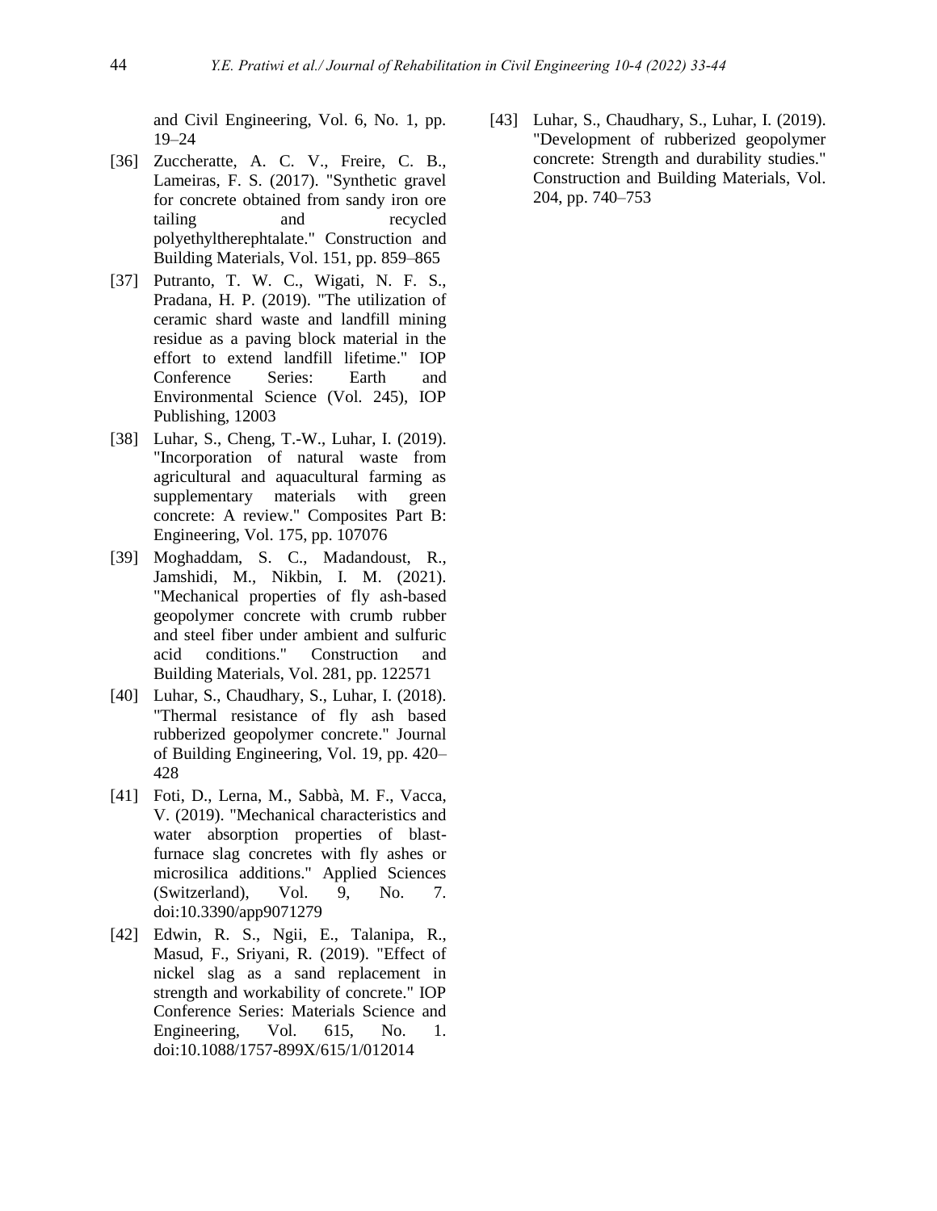and Civil Engineering, Vol. 6, No. 1, pp. 19–24

[36] Zuccheratte, A. C. V., Freire, C. B., Lameiras, F. S. (2017). "Synthetic gravel for concrete obtained from sandy iron ore tailing and recycled polyethyltherephtalate." Construction and Building Materials, Vol. 151, pp. 859–865

[37] Putranto, T. W. C., Wigati, N. F. S., Pradana, H. P. (2019). "The utilization of ceramic shard waste and landfill mining residue as a paving block material in the effort to extend landfill lifetime." IOP Conference Series: Earth and Environmental Science (Vol. 245), IOP Publishing, 12003

[38] Luhar, S., Cheng, T.-W., Luhar, I. (2019). "Incorporation of natural waste from agricultural and aquacultural farming as supplementary materials with green concrete: A review." Composites Part B: Engineering, Vol. 175, pp. 107076

[39] Moghaddam, S. C., Madandoust, R., Jamshidi, M., Nikbin, I. M. (2021). "Mechanical properties of fly ash-based geopolymer concrete with crumb rubber and steel fiber under ambient and sulfuric acid conditions." Construction and Building Materials, Vol. 281, pp. 122571

[40] Luhar, S., Chaudhary, S., Luhar, I. (2018). "Thermal resistance of fly ash based rubberized geopolymer concrete." Journal of Building Engineering, Vol. 19, pp. 420–428

[41] Foti, D., Lerna, M., Sabbà, M. F., Vacca, V. (2019). "Mechanical characteristics and water absorption properties of blast-furnace slag concretes with fly ashes or microsilica additions." Applied Sciences (Switzerland), Vol. 9, No. 7. doi:10.3390/app9071279

[42] Edwin, R. S., Ngii, E., Talanipa, R., Masud, F., Sriyani, R. (2019). "Effect of nickel slag as a sand replacement in strength and workability of concrete." IOP Conference Series: Materials Science and Engineering, Vol. 615, No. 1. doi:10.1088/1757-899X/615/1/012014

[43] Luhar, S., Chaudhary, S., Luhar, I. (2019). "Development of rubberized geopolymer concrete: Strength and durability studies." Construction and Building Materials, Vol. 204, pp. 740–753